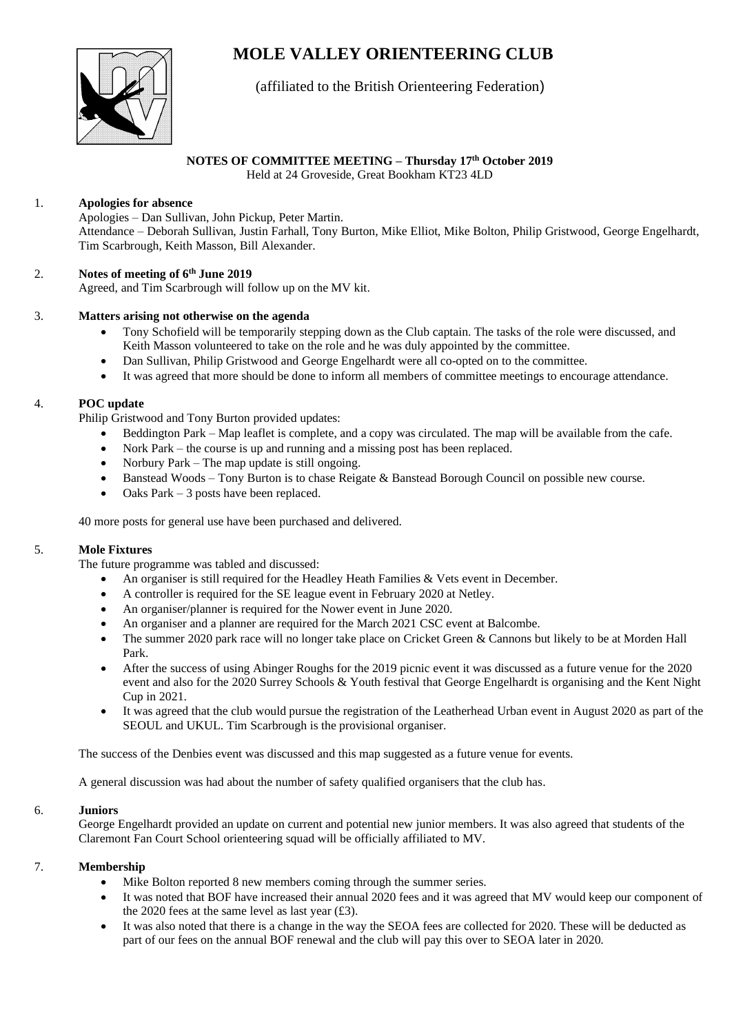# MOLE VALLEY ORIENTEERING CLUB

(affiliated to the British Orienteering Federation)

**NOTES OF COMMITTEE MEETING – Thursday 17th October 2019**
Held at 24 Groveside, Great Bookham KT23 4LD

1. **Apologies for absence**

   Apologies – Dan Sullivan, John Pickup, Peter Martin.
   Attendance – Deborah Sullivan, Justin Farhall, Tony Burton, Mike Elliot, Mike Bolton, Philip Gristwood, George Engelhardt, Tim Scarbrough, Keith Masson, Bill Alexander.

2. **Notes of meeting of 6th June 2019**

   Agreed, and Tim Scarbrough will follow up on the MV kit.

3. **Matters arising not otherwise on the agenda**

   - Tony Schofield will be temporarily stepping down as the Club captain. The tasks of the role were discussed, and Keith Masson volunteered to take on the role and he was duly appointed by the committee.
   - Dan Sullivan, Philip Gristwood and George Engelhardt were all co-opted on to the committee.
   - It was agreed that more should be done to inform all members of committee meetings to encourage attendance.

4. **POC update**

   Philip Gristwood and Tony Burton provided updates:

   - Beddington Park – Map leaflet is complete, and a copy was circulated. The map will be available from the cafe.
   - Nork Park – the course is up and running and a missing post has been replaced.
   - Norbury Park – The map update is still ongoing.
   - Banstead Woods – Tony Burton is to chase Reigate & Banstead Borough Council on possible new course.
   - Oaks Park – 3 posts have been replaced.

   40 more posts for general use have been purchased and delivered.

5. **Mole Fixtures**

   The future programme was tabled and discussed:

   - An organiser is still required for the Headley Heath Families & Vets event in December.
   - A controller is required for the SE league event in February 2020 at Netley.
   - An organiser/planner is required for the Nower event in June 2020.
   - An organiser and a planner are required for the March 2021 CSC event at Balcombe.
   - The summer 2020 park race will no longer take place on Cricket Green & Cannons but likely to be at Morden Hall Park.
   - After the success of using Abinger Roughs for the 2019 picnic event it was discussed as a future venue for the 2020 event and also for the 2020 Surrey Schools & Youth festival that George Engelhardt is organising and the Kent Night Cup in 2021.
   - It was agreed that the club would pursue the registration of the Leatherhead Urban event in August 2020 as part of the SEOUL and UKUL. Tim Scarbrough is the provisional organiser.

   The success of the Denbies event was discussed and this map suggested as a future venue for events.

   A general discussion was had about the number of safety qualified organisers that the club has.

6. **Juniors**

   George Engelhardt provided an update on current and potential new junior members. It was also agreed that students of the Claremont Fan Court School orienteering squad will be officially affiliated to MV.

7. **Membership**

   - Mike Bolton reported 8 new members coming through the summer series.
   - It was noted that BOF have increased their annual 2020 fees and it was agreed that MV would keep our component of the 2020 fees at the same level as last year (£3).
   - It was also noted that there is a change in the way the SEOA fees are collected for 2020. These will be deducted as part of our fees on the annual BOF renewal and the club will pay this over to SEOA later in 2020.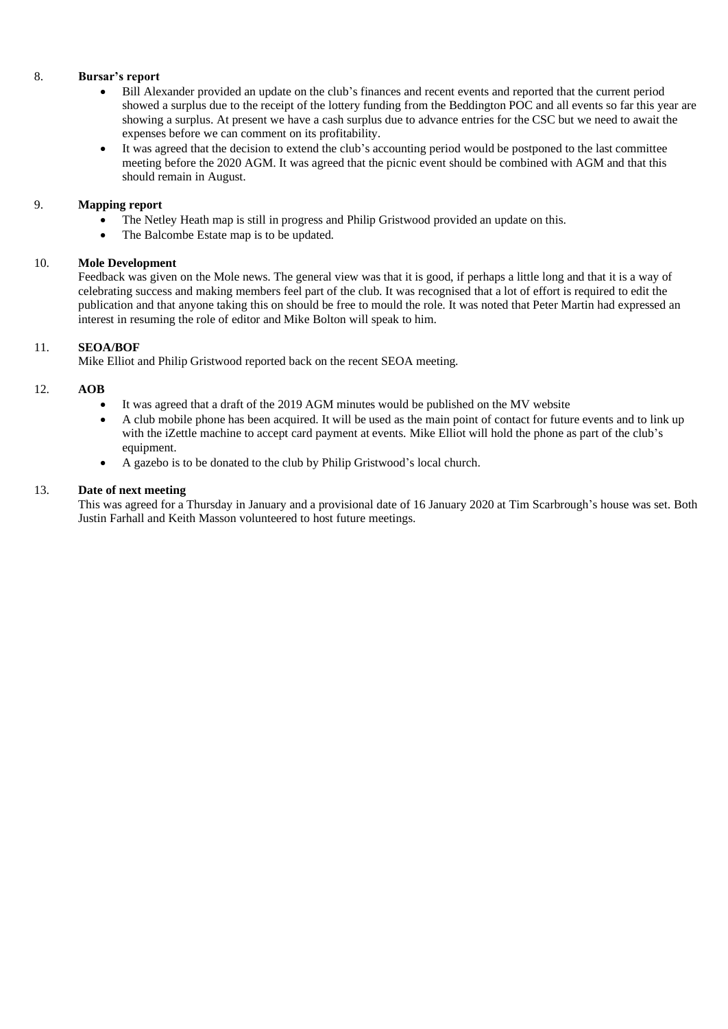8. **Bursar's report**

- Bill Alexander provided an update on the club's finances and recent events and reported that the current period showed a surplus due to the receipt of the lottery funding from the Beddington POC and all events so far this year are showing a surplus. At present we have a cash surplus due to advance entries for the CSC but we need to await the expenses before we can comment on its profitability.
- It was agreed that the decision to extend the club's accounting period would be postponed to the last committee meeting before the 2020 AGM. It was agreed that the picnic event should be combined with AGM and that this should remain in August.

9. **Mapping report**

- The Netley Heath map is still in progress and Philip Gristwood provided an update on this.
- The Balcombe Estate map is to be updated.

10. **Mole Development**

Feedback was given on the Mole news. The general view was that it is good, if perhaps a little long and that it is a way of celebrating success and making members feel part of the club. It was recognised that a lot of effort is required to edit the publication and that anyone taking this on should be free to mould the role. It was noted that Peter Martin had expressed an interest in resuming the role of editor and Mike Bolton will speak to him.

11. **SEOA/BOF**

Mike Elliot and Philip Gristwood reported back on the recent SEOA meeting.

12. **AOB**

- It was agreed that a draft of the 2019 AGM minutes would be published on the MV website
- A club mobile phone has been acquired. It will be used as the main point of contact for future events and to link up with the iZettle machine to accept card payment at events. Mike Elliot will hold the phone as part of the club's equipment.
- A gazebo is to be donated to the club by Philip Gristwood's local church.

13. **Date of next meeting**

This was agreed for a Thursday in January and a provisional date of 16 January 2020 at Tim Scarbrough's house was set. Both Justin Farhall and Keith Masson volunteered to host future meetings.